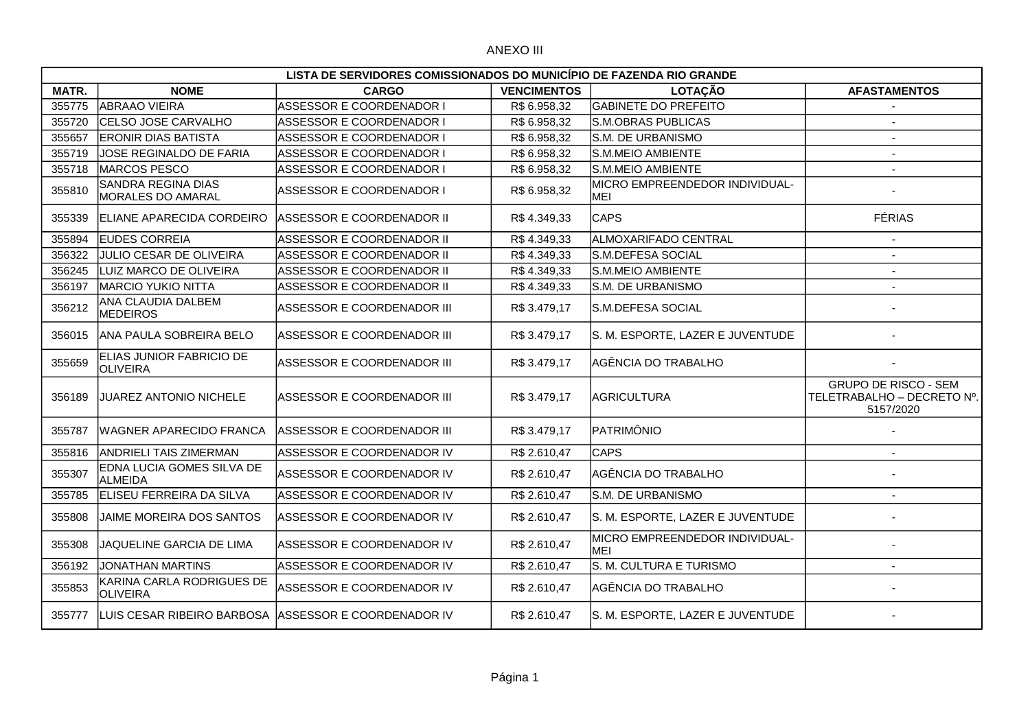ANEXO III

| LISTA DE SERVIDORES COMISSIONADOS DO MUNICÍPIO DE FAZENDA RIO GRANDE | | | | | |
|---|---|---|---|---|---|
| **MATR.** | **NOME** | **CARGO** | **VENCIMENTOS** | **LOTAÇÃO** | **AFASTAMENTOS** |
| 355775 | ABRAAO VIEIRA | ASSESSOR E COORDENADOR I | R$ 6.958,32 | GABINETE DO PREFEITO | - |
| 355720 | CELSO JOSE CARVALHO | ASSESSOR E COORDENADOR I | R$ 6.958,32 | S.M.OBRAS PUBLICAS | - |
| 355657 | ERONIR DIAS BATISTA | ASSESSOR E COORDENADOR I | R$ 6.958,32 | S.M. DE URBANISMO | - |
| 355719 | JOSE REGINALDO DE FARIA | ASSESSOR E COORDENADOR I | R$ 6.958,32 | S.M.MEIO AMBIENTE | - |
| 355718 | MARCOS PESCO | ASSESSOR E COORDENADOR I | R$ 6.958,32 | S.M.MEIO AMBIENTE | - |
| 355810 | SANDRA REGINA DIAS MORALES DO AMARAL | ASSESSOR E COORDENADOR I | R$ 6.958,32 | MICRO EMPREENDEDOR INDIVIDUAL-MEI | - |
| 355339 | ELIANE APARECIDA CORDEIRO | ASSESSOR E COORDENADOR II | R$ 4.349,33 | CAPS | FÉRIAS |
| 355894 | EUDES CORREIA | ASSESSOR E COORDENADOR II | R$ 4.349,33 | ALMOXARIFADO CENTRAL | - |
| 356322 | JULIO CESAR DE OLIVEIRA | ASSESSOR E COORDENADOR II | R$ 4.349,33 | S.M.DEFESA SOCIAL | - |
| 356245 | LUIZ MARCO DE OLIVEIRA | ASSESSOR E COORDENADOR II | R$ 4.349,33 | S.M.MEIO AMBIENTE | - |
| 356197 | MARCIO YUKIO NITTA | ASSESSOR E COORDENADOR II | R$ 4.349,33 | S.M. DE URBANISMO | - |
| 356212 | ANA CLAUDIA DALBEM MEDEIROS | ASSESSOR E COORDENADOR III | R$ 3.479,17 | S.M.DEFESA SOCIAL | - |
| 356015 | ANA PAULA SOBREIRA BELO | ASSESSOR E COORDENADOR III | R$ 3.479,17 | S. M. ESPORTE, LAZER E JUVENTUDE | - |
| 355659 | ELIAS JUNIOR FABRICIO DE OLIVEIRA | ASSESSOR E COORDENADOR III | R$ 3.479,17 | AGÊNCIA DO TRABALHO | - |
| 356189 | JUAREZ ANTONIO NICHELE | ASSESSOR E COORDENADOR III | R$ 3.479,17 | AGRICULTURA | GRUPO DE RISCO - SEM TELETRABALHO – DECRETO Nº. 5157/2020 |
| 355787 | WAGNER APARECIDO FRANCA | ASSESSOR E COORDENADOR III | R$ 3.479,17 | PATRIMÔNIO | - |
| 355816 | ANDRIELI TAIS ZIMERMAN | ASSESSOR E COORDENADOR IV | R$ 2.610,47 | CAPS | - |
| 355307 | EDNA LUCIA GOMES SILVA DE ALMEIDA | ASSESSOR E COORDENADOR IV | R$ 2.610,47 | AGÊNCIA DO TRABALHO | - |
| 355785 | ELISEU FERREIRA DA SILVA | ASSESSOR E COORDENADOR IV | R$ 2.610,47 | S.M. DE URBANISMO | - |
| 355808 | JAIME MOREIRA DOS SANTOS | ASSESSOR E COORDENADOR IV | R$ 2.610,47 | S. M. ESPORTE, LAZER E JUVENTUDE | - |
| 355308 | JAQUELINE GARCIA DE LIMA | ASSESSOR E COORDENADOR IV | R$ 2.610,47 | MICRO EMPREENDEDOR INDIVIDUAL-MEI | - |
| 356192 | JONATHAN MARTINS | ASSESSOR E COORDENADOR IV | R$ 2.610,47 | S. M. CULTURA E TURISMO | - |
| 355853 | KARINA CARLA RODRIGUES DE OLIVEIRA | ASSESSOR E COORDENADOR IV | R$ 2.610,47 | AGÊNCIA DO TRABALHO | - |
| 355777 | LUIS CESAR RIBEIRO BARBOSA | ASSESSOR E COORDENADOR IV | R$ 2.610,47 | S. M. ESPORTE, LAZER E JUVENTUDE | - |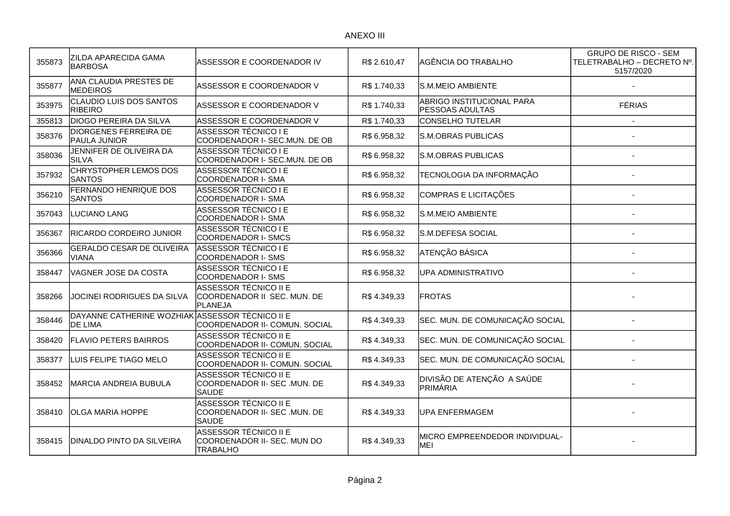ANEXO III

| | | | | | |
|---|---|---|---|---|---|
| 355873 | ZILDA APARECIDA GAMA BARBOSA | ASSESSOR E COORDENADOR IV | R$ 2.610,47 | AGÊNCIA DO TRABALHO | GRUPO DE RISCO - SEM TELETRABALHO – DECRETO Nº. 5157/2020 |
| 355877 | ANA CLAUDIA PRESTES DE MEDEIROS | ASSESSOR E COORDENADOR V | R$ 1.740,33 | S.M.MEIO AMBIENTE | - |
| 353975 | CLAUDIO LUIS DOS SANTOS RIBEIRO | ASSESSOR E COORDENADOR V | R$ 1.740,33 | ABRIGO INSTITUCIONAL PARA PESSOAS ADULTAS | FÉRIAS |
| 355813 | DIOGO PEREIRA DA SILVA | ASSESSOR E COORDENADOR V | R$ 1.740,33 | CONSELHO TUTELAR | - |
| 358376 | DIORGENES FERREIRA DE PAULA JUNIOR | ASSESSOR TÉCNICO I E COORDENADOR I- SEC.MUN. DE OB | R$ 6.958,32 | S.M.OBRAS PUBLICAS | - |
| 358036 | JENNIFER DE OLIVEIRA DA SILVA | ASSESSOR TÉCNICO I E COORDENADOR I- SEC.MUN. DE OB | R$ 6.958,32 | S.M.OBRAS PUBLICAS | - |
| 357932 | CHRYSTOPHER LEMOS DOS SANTOS | ASSESSOR TÉCNICO I E COORDENADOR I- SMA | R$ 6.958,32 | TECNOLOGIA DA INFORMAÇÃO | - |
| 356210 | FERNANDO HENRIQUE DOS SANTOS | ASSESSOR TÉCNICO I E COORDENADOR I- SMA | R$ 6.958,32 | COMPRAS E LICITAÇÕES | - |
| 357043 | LUCIANO LANG | ASSESSOR TÉCNICO I E COORDENADOR I- SMA | R$ 6.958,32 | S.M.MEIO AMBIENTE | - |
| 356367 | RICARDO CORDEIRO JUNIOR | ASSESSOR TÉCNICO I E COORDENADOR I- SMCS | R$ 6.958,32 | S.M.DEFESA SOCIAL | - |
| 356366 | GERALDO CESAR DE OLIVEIRA VIANA | ASSESSOR TÉCNICO I E COORDENADOR I- SMS | R$ 6.958,32 | ATENÇÃO BÁSICA | - |
| 358447 | VAGNER JOSE DA COSTA | ASSESSOR TÉCNICO I E COORDENADOR I- SMS | R$ 6.958,32 | UPA ADMINISTRATIVO | - |
| 358266 | JOCINEI RODRIGUES DA SILVA | ASSESSOR TÉCNICO II E COORDENADOR II SEC. MUN. DE PLANEJA | R$ 4.349,33 | FROTAS | - |
| 358446 | DAYANNE CATHERINE WOZHIAK DE LIMA | ASSESSOR TÉCNICO II E COORDENADOR II- COMUN. SOCIAL | R$ 4.349,33 | SEC. MUN. DE COMUNICAÇÃO SOCIAL | - |
| 358420 | FLAVIO PETERS BAIRROS | ASSESSOR TÉCNICO II E COORDENADOR II- COMUN. SOCIAL | R$ 4.349,33 | SEC. MUN. DE COMUNICAÇÃO SOCIAL | - |
| 358377 | LUIS FELIPE TIAGO MELO | ASSESSOR TÉCNICO II E COORDENADOR II- COMUN. SOCIAL | R$ 4.349,33 | SEC. MUN. DE COMUNICAÇÃO SOCIAL | - |
| 358452 | MARCIA ANDREIA BUBULA | ASSESSOR TÉCNICO II E COORDENADOR II- SEC .MUN. DE SAUDE | R$ 4.349,33 | DIVISÃO DE ATENÇÃO A SAÚDE PRIMÁRIA | - |
| 358410 | OLGA MARIA HOPPE | ASSESSOR TÉCNICO II E COORDENADOR II- SEC .MUN. DE SAUDE | R$ 4.349,33 | UPA ENFERMAGEM | - |
| 358415 | DINALDO PINTO DA SILVEIRA | ASSESSOR TÉCNICO II E COORDENADOR II- SEC. MUN DO TRABALHO | R$ 4.349,33 | MICRO EMPREENDEDOR INDIVIDUAL-MEI | - |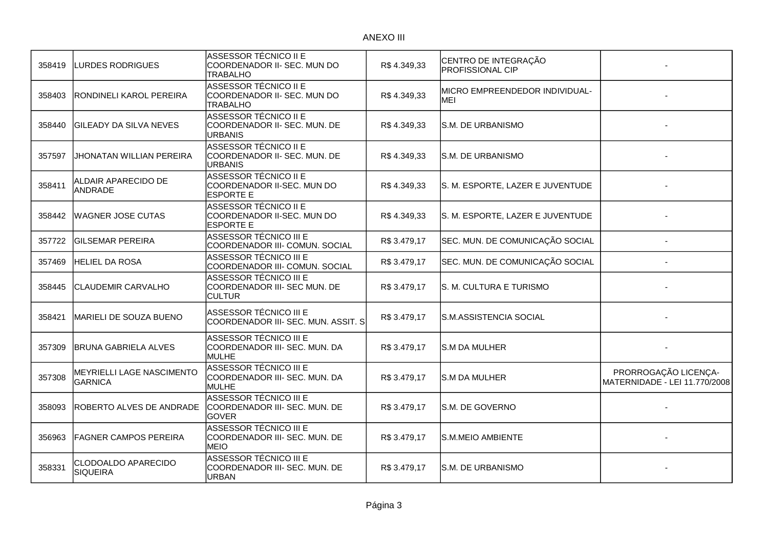ANEXO III

| | | | | | |
|---|---|---|---|---|---|
| 358419 | LURDES RODRIGUES | ASSESSOR TÉCNICO II E COORDENADOR II- SEC. MUN DO TRABALHO | R$ 4.349,33 | CENTRO DE INTEGRAÇÃO PROFISSIONAL CIP | - |
| 358403 | RONDINELI KAROL PEREIRA | ASSESSOR TÉCNICO II E COORDENADOR II- SEC. MUN DO TRABALHO | R$ 4.349,33 | MICRO EMPREENDEDOR INDIVIDUAL-MEI | - |
| 358440 | GILEADY DA SILVA NEVES | ASSESSOR TÉCNICO II E COORDENADOR II- SEC. MUN. DE URBANIS | R$ 4.349,33 | S.M. DE URBANISMO | - |
| 357597 | JHONATAN WILLIAN PEREIRA | ASSESSOR TÉCNICO II E COORDENADOR II- SEC. MUN. DE URBANIS | R$ 4.349,33 | S.M. DE URBANISMO | - |
| 358411 | ALDAIR APARECIDO DE ANDRADE | ASSESSOR TÉCNICO II E COORDENADOR II-SEC. MUN DO ESPORTE E | R$ 4.349,33 | S. M. ESPORTE, LAZER E JUVENTUDE | - |
| 358442 | WAGNER JOSE CUTAS | ASSESSOR TÉCNICO II E COORDENADOR II-SEC. MUN DO ESPORTE E | R$ 4.349,33 | S. M. ESPORTE, LAZER E JUVENTUDE | - |
| 357722 | GILSEMAR PEREIRA | ASSESSOR TÉCNICO III E COORDENADOR III- COMUN. SOCIAL | R$ 3.479,17 | SEC. MUN. DE COMUNICAÇÃO SOCIAL | - |
| 357469 | HELIEL DA ROSA | ASSESSOR TÉCNICO III E COORDENADOR III- COMUN. SOCIAL | R$ 3.479,17 | SEC. MUN. DE COMUNICAÇÃO SOCIAL | - |
| 358445 | CLAUDEMIR CARVALHO | ASSESSOR TÉCNICO III E COORDENADOR III- SEC MUN. DE CULTUR | R$ 3.479,17 | S. M. CULTURA E TURISMO | - |
| 358421 | MARIELI DE SOUZA BUENO | ASSESSOR TÉCNICO III E COORDENADOR III- SEC. MUN. ASSIT. S | R$ 3.479,17 | S.M.ASSISTENCIA SOCIAL | - |
| 357309 | BRUNA GABRIELA ALVES | ASSESSOR TÉCNICO III E COORDENADOR III- SEC. MUN. DA MULHE | R$ 3.479,17 | S.M DA MULHER | - |
| 357308 | MEYRIELLI LAGE NASCIMENTO GARNICA | ASSESSOR TÉCNICO III E COORDENADOR III- SEC. MUN. DA MULHE | R$ 3.479,17 | S.M DA MULHER | PRORROGAÇÃO LICENÇA-MATERNIDADE - LEI 11.770/2008 |
| 358093 | ROBERTO ALVES DE ANDRADE | ASSESSOR TÉCNICO III E COORDENADOR III- SEC. MUN. DE GOVER | R$ 3.479,17 | S.M. DE GOVERNO | - |
| 356963 | FAGNER CAMPOS PEREIRA | ASSESSOR TÉCNICO III E COORDENADOR III- SEC. MUN. DE MEIO | R$ 3.479,17 | S.M.MEIO AMBIENTE | - |
| 358331 | CLODOALDO APARECIDO SIQUEIRA | ASSESSOR TÉCNICO III E COORDENADOR III- SEC. MUN. DE URBAN | R$ 3.479,17 | S.M. DE URBANISMO | - |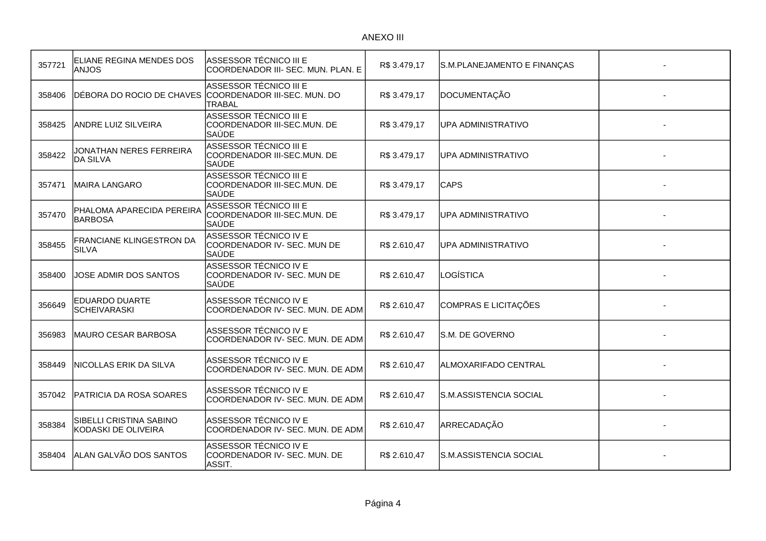ANEXO III

| | | | | | |
|---|---|---|---|---|---|
| 357721 | ELIANE REGINA MENDES DOS ANJOS | ASSESSOR TÉCNICO III E COORDENADOR III- SEC. MUN. PLAN. E | R$ 3.479,17 | S.M.PLANEJAMENTO E FINANÇAS | - |
| 358406 | DÉBORA DO ROCIO DE CHAVES | ASSESSOR TÉCNICO III E COORDENADOR III-SEC. MUN. DO TRABAL | R$ 3.479,17 | DOCUMENTAÇÃO | - |
| 358425 | ANDRE LUIZ SILVEIRA | ASSESSOR TÉCNICO III E COORDENADOR III-SEC.MUN. DE SAÚDE | R$ 3.479,17 | UPA ADMINISTRATIVO | - |
| 358422 | JONATHAN NERES FERREIRA DA SILVA | ASSESSOR TÉCNICO III E COORDENADOR III-SEC.MUN. DE SAÚDE | R$ 3.479,17 | UPA ADMINISTRATIVO | - |
| 357471 | MAIRA LANGARO | ASSESSOR TÉCNICO III E COORDENADOR III-SEC.MUN. DE SAÚDE | R$ 3.479,17 | CAPS | - |
| 357470 | PHALOMA APARECIDA PEREIRA BARBOSA | ASSESSOR TÉCNICO III E COORDENADOR III-SEC.MUN. DE SAÚDE | R$ 3.479,17 | UPA ADMINISTRATIVO | - |
| 358455 | FRANCIANE KLINGESTRON DA SILVA | ASSESSOR TÉCNICO IV E COORDENADOR IV- SEC. MUN DE SAÚDE | R$ 2.610,47 | UPA ADMINISTRATIVO | - |
| 358400 | JOSE ADMIR DOS SANTOS | ASSESSOR TÉCNICO IV E COORDENADOR IV- SEC. MUN DE SAÚDE | R$ 2.610,47 | LOGÍSTICA | - |
| 356649 | EDUARDO DUARTE SCHEIVARASKI | ASSESSOR TÉCNICO IV E COORDENADOR IV- SEC. MUN. DE ADM | R$ 2.610,47 | COMPRAS E LICITAÇÕES | - |
| 356983 | MAURO CESAR BARBOSA | ASSESSOR TÉCNICO IV E COORDENADOR IV- SEC. MUN. DE ADM | R$ 2.610,47 | S.M. DE GOVERNO | - |
| 358449 | NICOLLAS ERIK DA SILVA | ASSESSOR TÉCNICO IV E COORDENADOR IV- SEC. MUN. DE ADM | R$ 2.610,47 | ALMOXARIFADO CENTRAL | - |
| 357042 | PATRICIA DA ROSA SOARES | ASSESSOR TÉCNICO IV E COORDENADOR IV- SEC. MUN. DE ADM | R$ 2.610,47 | S.M.ASSISTENCIA SOCIAL | - |
| 358384 | SIBELLI CRISTINA SABINO KODASKI DE OLIVEIRA | ASSESSOR TÉCNICO IV E COORDENADOR IV- SEC. MUN. DE ADM | R$ 2.610,47 | ARRECADAÇÃO | - |
| 358404 | ALAN GALVÃO DOS SANTOS | ASSESSOR TÉCNICO IV E COORDENADOR IV- SEC. MUN. DE ASSIT. | R$ 2.610,47 | S.M.ASSISTENCIA SOCIAL | - |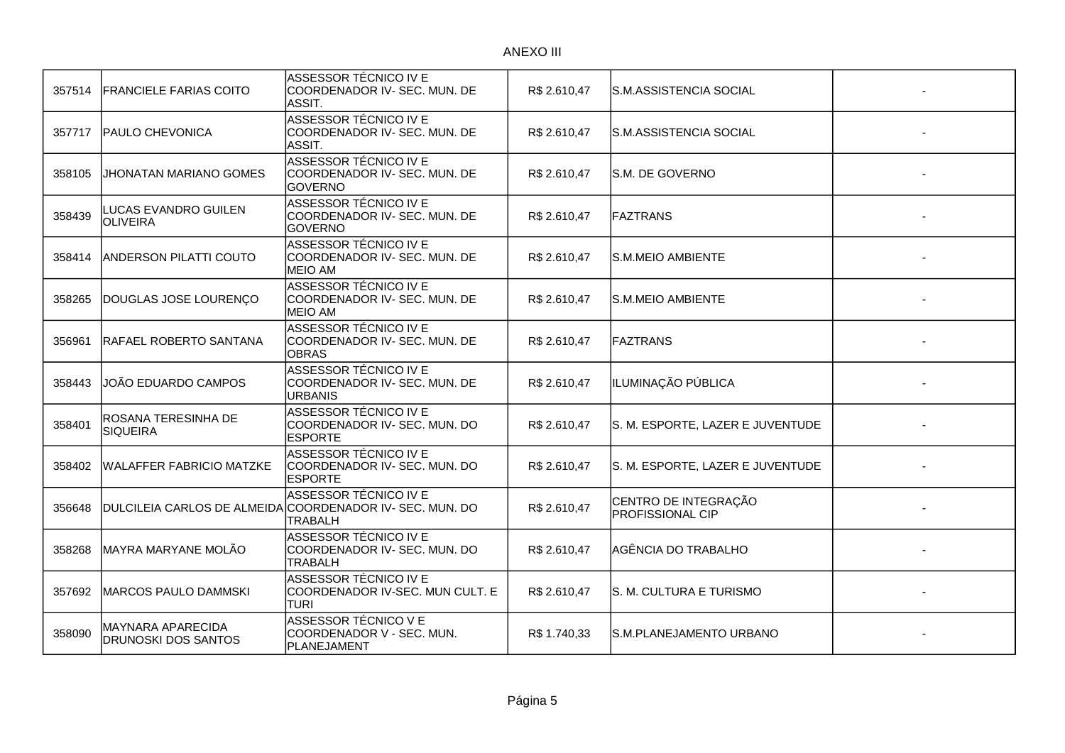ANEXO III

| | | | | | |
|---|---|---|---|---|---|
| 357514 | FRANCIELE FARIAS COITO | ASSESSOR TÉCNICO IV E COORDENADOR IV- SEC. MUN. DE ASSIT. | R$ 2.610,47 | S.M.ASSISTENCIA SOCIAL | - |
| 357717 | PAULO CHEVONICA | ASSESSOR TÉCNICO IV E COORDENADOR IV- SEC. MUN. DE ASSIT. | R$ 2.610,47 | S.M.ASSISTENCIA SOCIAL | - |
| 358105 | JHONATAN MARIANO GOMES | ASSESSOR TÉCNICO IV E COORDENADOR IV- SEC. MUN. DE GOVERNO | R$ 2.610,47 | S.M. DE GOVERNO | - |
| 358439 | LUCAS EVANDRO GUILEN OLIVEIRA | ASSESSOR TÉCNICO IV E COORDENADOR IV- SEC. MUN. DE GOVERNO | R$ 2.610,47 | FAZTRANS | - |
| 358414 | ANDERSON PILATTI COUTO | ASSESSOR TÉCNICO IV E COORDENADOR IV- SEC. MUN. DE MEIO AM | R$ 2.610,47 | S.M.MEIO AMBIENTE | - |
| 358265 | DOUGLAS JOSE LOURENÇO | ASSESSOR TÉCNICO IV E COORDENADOR IV- SEC. MUN. DE MEIO AM | R$ 2.610,47 | S.M.MEIO AMBIENTE | - |
| 356961 | RAFAEL ROBERTO SANTANA | ASSESSOR TÉCNICO IV E COORDENADOR IV- SEC. MUN. DE OBRAS | R$ 2.610,47 | FAZTRANS | - |
| 358443 | JOÃO EDUARDO CAMPOS | ASSESSOR TÉCNICO IV E COORDENADOR IV- SEC. MUN. DE URBANIS | R$ 2.610,47 | ILUMINAÇÃO PÚBLICA | - |
| 358401 | ROSANA TERESINHA DE SIQUEIRA | ASSESSOR TÉCNICO IV E COORDENADOR IV- SEC. MUN. DO ESPORTE | R$ 2.610,47 | S. M. ESPORTE, LAZER E JUVENTUDE | - |
| 358402 | WALAFFER FABRICIO MATZKE | ASSESSOR TÉCNICO IV E COORDENADOR IV- SEC. MUN. DO ESPORTE | R$ 2.610,47 | S. M. ESPORTE, LAZER E JUVENTUDE | - |
| 356648 | DULCILEIA CARLOS DE ALMEIDA | ASSESSOR TÉCNICO IV E COORDENADOR IV- SEC. MUN. DO TRABALH | R$ 2.610,47 | CENTRO DE INTEGRAÇÃO PROFISSIONAL CIP | - |
| 358268 | MAYRA MARYANE MOLÃO | ASSESSOR TÉCNICO IV E COORDENADOR IV- SEC. MUN. DO TRABALH | R$ 2.610,47 | AGÊNCIA DO TRABALHO | - |
| 357692 | MARCOS PAULO DAMMSKI | ASSESSOR TÉCNICO IV E COORDENADOR IV-SEC. MUN CULT. E TURI | R$ 2.610,47 | S. M. CULTURA E TURISMO | - |
| 358090 | MAYNARA APARECIDA DRUNOSKI DOS SANTOS | ASSESSOR TÉCNICO V E COORDENADOR V - SEC. MUN. PLANEJAMENT | R$ 1.740,33 | S.M.PLANEJAMENTO URBANO | - |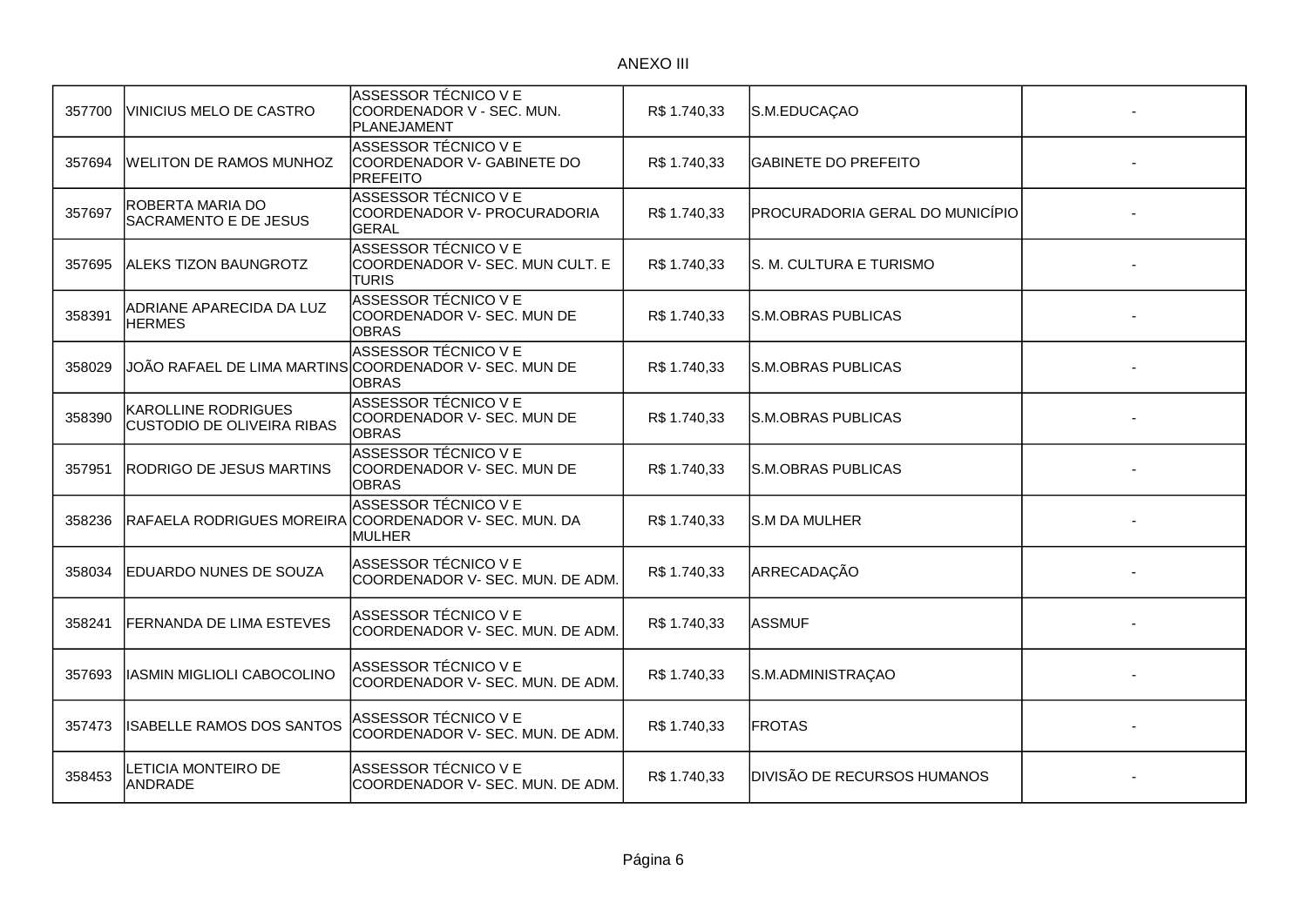ANEXO III

| | | | | | |
|---|---|---|---|---|---|
| 357700 | VINICIUS MELO DE CASTRO | ASSESSOR TÉCNICO V E COORDENADOR V - SEC. MUN. PLANEJAMENT | R$ 1.740,33 | S.M.EDUCAÇAO | - |
| 357694 | WELITON DE RAMOS MUNHOZ | ASSESSOR TÉCNICO V E COORDENADOR V- GABINETE DO PREFEITO | R$ 1.740,33 | GABINETE DO PREFEITO | - |
| 357697 | ROBERTA MARIA DO SACRAMENTO E DE JESUS | ASSESSOR TÉCNICO V E COORDENADOR V- PROCURADORIA GERAL | R$ 1.740,33 | PROCURADORIA GERAL DO MUNICÍPIO | - |
| 357695 | ALEKS TIZON BAUNGROTZ | ASSESSOR TÉCNICO V E COORDENADOR V- SEC. MUN CULT. E TURIS | R$ 1.740,33 | S. M. CULTURA E TURISMO | - |
| 358391 | ADRIANE APARECIDA DA LUZ HERMES | ASSESSOR TÉCNICO V E COORDENADOR V- SEC. MUN DE OBRAS | R$ 1.740,33 | S.M.OBRAS PUBLICAS | - |
| 358029 | JOÃO RAFAEL DE LIMA MARTINS | ASSESSOR TÉCNICO V E COORDENADOR V- SEC. MUN DE OBRAS | R$ 1.740,33 | S.M.OBRAS PUBLICAS | - |
| 358390 | KAROLLINE RODRIGUES CUSTODIO DE OLIVEIRA RIBAS | ASSESSOR TÉCNICO V E COORDENADOR V- SEC. MUN DE OBRAS | R$ 1.740,33 | S.M.OBRAS PUBLICAS | - |
| 357951 | RODRIGO DE JESUS MARTINS | ASSESSOR TÉCNICO V E COORDENADOR V- SEC. MUN DE OBRAS | R$ 1.740,33 | S.M.OBRAS PUBLICAS | - |
| 358236 | RAFAELA RODRIGUES MOREIRA | ASSESSOR TÉCNICO V E COORDENADOR V- SEC. MUN. DA MULHER | R$ 1.740,33 | S.M DA MULHER | - |
| 358034 | EDUARDO NUNES DE SOUZA | ASSESSOR TÉCNICO V E COORDENADOR V- SEC. MUN. DE ADM. | R$ 1.740,33 | ARRECADAÇÃO | - |
| 358241 | FERNANDA DE LIMA ESTEVES | ASSESSOR TÉCNICO V E COORDENADOR V- SEC. MUN. DE ADM. | R$ 1.740,33 | ASSMUF | - |
| 357693 | IASMIN MIGLIOLI CABOCOLINO | ASSESSOR TÉCNICO V E COORDENADOR V- SEC. MUN. DE ADM. | R$ 1.740,33 | S.M.ADMINISTRAÇAO | - |
| 357473 | ISABELLE RAMOS DOS SANTOS | ASSESSOR TÉCNICO V E COORDENADOR V- SEC. MUN. DE ADM. | R$ 1.740,33 | FROTAS | - |
| 358453 | LETICIA MONTEIRO DE ANDRADE | ASSESSOR TÉCNICO V E COORDENADOR V- SEC. MUN. DE ADM. | R$ 1.740,33 | DIVISÃO DE RECURSOS HUMANOS | - |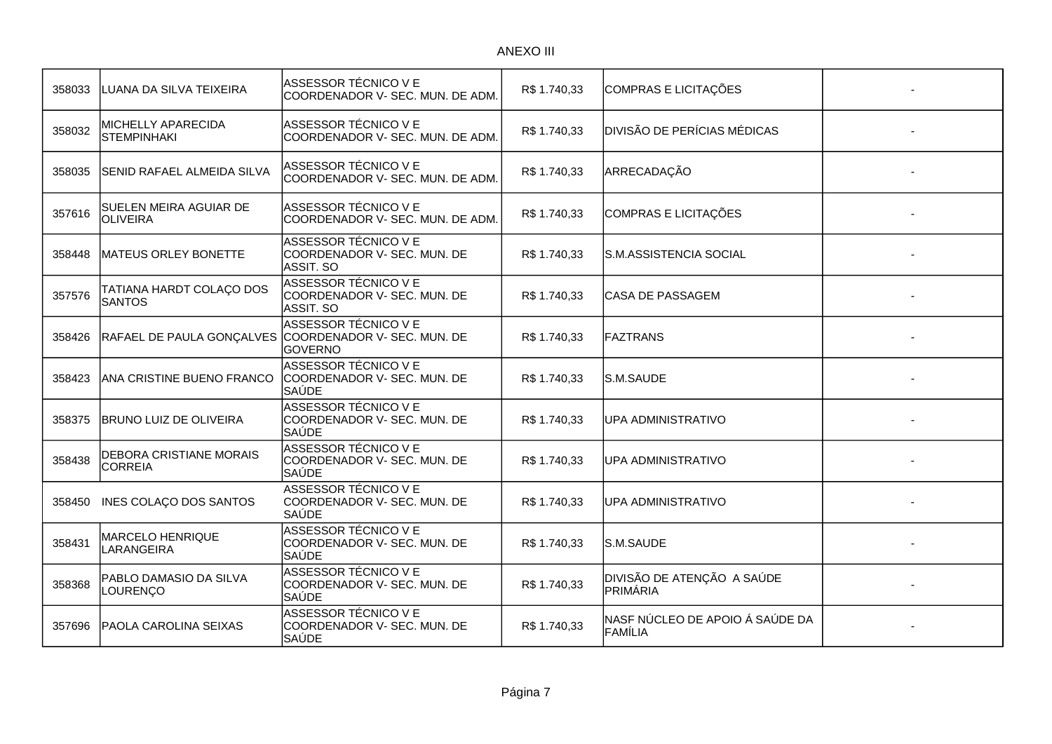ANEXO III

| | | | | | |
|---|---|---|---|---|---|
| 358033 | LUANA DA SILVA TEIXEIRA | ASSESSOR TÉCNICO V E COORDENADOR V- SEC. MUN. DE ADM. | R$ 1.740,33 | COMPRAS E LICITAÇÕES | - |
| 358032 | MICHELLY APARECIDA STEMPINHAKI | ASSESSOR TÉCNICO V E COORDENADOR V- SEC. MUN. DE ADM. | R$ 1.740,33 | DIVISÃO DE PERÍCIAS MÉDICAS | - |
| 358035 | SENID RAFAEL ALMEIDA SILVA | ASSESSOR TÉCNICO V E COORDENADOR V- SEC. MUN. DE ADM. | R$ 1.740,33 | ARRECADAÇÃO | - |
| 357616 | SUELEN MEIRA AGUIAR DE OLIVEIRA | ASSESSOR TÉCNICO V E COORDENADOR V- SEC. MUN. DE ADM. | R$ 1.740,33 | COMPRAS E LICITAÇÕES | - |
| 358448 | MATEUS ORLEY BONETTE | ASSESSOR TÉCNICO V E COORDENADOR V- SEC. MUN. DE ASSIT. SO | R$ 1.740,33 | S.M.ASSISTENCIA SOCIAL | - |
| 357576 | TATIANA HARDT COLAÇO DOS SANTOS | ASSESSOR TÉCNICO V E COORDENADOR V- SEC. MUN. DE ASSIT. SO | R$ 1.740,33 | CASA DE PASSAGEM | - |
| 358426 | RAFAEL DE PAULA GONÇALVES | ASSESSOR TÉCNICO V E COORDENADOR V- SEC. MUN. DE GOVERNO | R$ 1.740,33 | FAZTRANS | - |
| 358423 | ANA CRISTINE BUENO FRANCO | ASSESSOR TÉCNICO V E COORDENADOR V- SEC. MUN. DE SAÚDE | R$ 1.740,33 | S.M.SAUDE | - |
| 358375 | BRUNO LUIZ DE OLIVEIRA | ASSESSOR TÉCNICO V E COORDENADOR V- SEC. MUN. DE SAÚDE | R$ 1.740,33 | UPA ADMINISTRATIVO | - |
| 358438 | DEBORA CRISTIANE MORAIS CORREIA | ASSESSOR TÉCNICO V E COORDENADOR V- SEC. MUN. DE SAÚDE | R$ 1.740,33 | UPA ADMINISTRATIVO | - |
| 358450 | INES COLAÇO DOS SANTOS | ASSESSOR TÉCNICO V E COORDENADOR V- SEC. MUN. DE SAÚDE | R$ 1.740,33 | UPA ADMINISTRATIVO | - |
| 358431 | MARCELO HENRIQUE LARANGEIRA | ASSESSOR TÉCNICO V E COORDENADOR V- SEC. MUN. DE SAÚDE | R$ 1.740,33 | S.M.SAUDE | - |
| 358368 | PABLO DAMASIO DA SILVA LOURENÇO | ASSESSOR TÉCNICO V E COORDENADOR V- SEC. MUN. DE SAÚDE | R$ 1.740,33 | DIVISÃO DE ATENÇÃO A SAÚDE PRIMÁRIA | - |
| 357696 | PAOLA CAROLINA SEIXAS | ASSESSOR TÉCNICO V E COORDENADOR V- SEC. MUN. DE SAÚDE | R$ 1.740,33 | NASF NÚCLEO DE APOIO Á SAÚDE DA FAMÍLIA | - |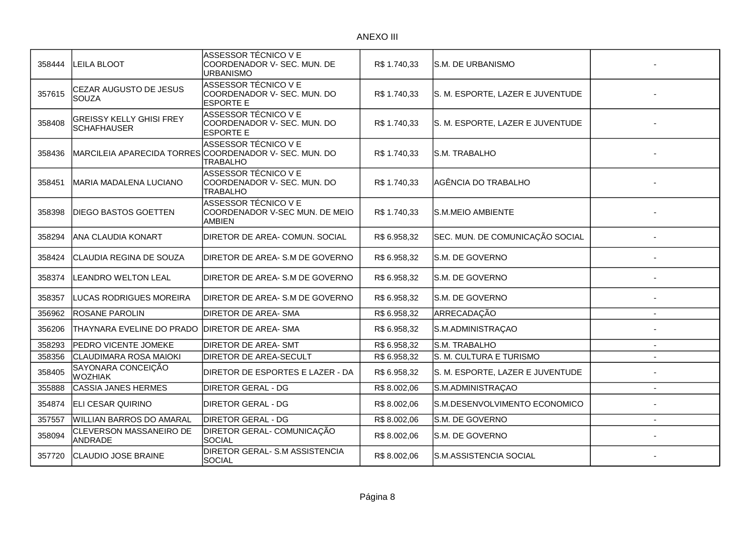ANEXO III

| | | | | | |
|---|---|---|---|---|---|
| 358444 | LEILA BLOOT | ASSESSOR TÉCNICO V E COORDENADOR V- SEC. MUN. DE URBANISMO | R$ 1.740,33 | S.M. DE URBANISMO | - |
| 357615 | CEZAR AUGUSTO DE JESUS SOUZA | ASSESSOR TÉCNICO V E COORDENADOR V- SEC. MUN. DO ESPORTE E | R$ 1.740,33 | S. M. ESPORTE, LAZER E JUVENTUDE | - |
| 358408 | GREISSY KELLY GHISI FREY SCHAFHAUSER | ASSESSOR TÉCNICO V E COORDENADOR V- SEC. MUN. DO ESPORTE E | R$ 1.740,33 | S. M. ESPORTE, LAZER E JUVENTUDE | - |
| 358436 | MARCILEIA APARECIDA TORRES | ASSESSOR TÉCNICO V E COORDENADOR V- SEC. MUN. DO TRABALHO | R$ 1.740,33 | S.M. TRABALHO | - |
| 358451 | MARIA MADALENA LUCIANO | ASSESSOR TÉCNICO V E COORDENADOR V- SEC. MUN. DO TRABALHO | R$ 1.740,33 | AGÊNCIA DO TRABALHO | - |
| 358398 | DIEGO BASTOS GOETTEN | ASSESSOR TÉCNICO V E COORDENADOR V-SEC MUN. DE MEIO AMBIEN | R$ 1.740,33 | S.M.MEIO AMBIENTE | - |
| 358294 | ANA CLAUDIA KONART | DIRETOR DE AREA- COMUN. SOCIAL | R$ 6.958,32 | SEC. MUN. DE COMUNICAÇÃO SOCIAL | - |
| 358424 | CLAUDIA REGINA DE SOUZA | DIRETOR DE AREA- S.M DE GOVERNO | R$ 6.958,32 | S.M. DE GOVERNO | - |
| 358374 | LEANDRO WELTON LEAL | DIRETOR DE AREA- S.M DE GOVERNO | R$ 6.958,32 | S.M. DE GOVERNO | - |
| 358357 | LUCAS RODRIGUES MOREIRA | DIRETOR DE AREA- S.M DE GOVERNO | R$ 6.958,32 | S.M. DE GOVERNO | - |
| 356962 | ROSANE PAROLIN | DIRETOR DE AREA- SMA | R$ 6.958,32 | ARRECADAÇÃO | - |
| 356206 | THAYNARA EVELINE DO PRADO | DIRETOR DE AREA- SMA | R$ 6.958,32 | S.M.ADMINISTRAÇAO | - |
| 358293 | PEDRO VICENTE JOMEKE | DIRETOR DE AREA- SMT | R$ 6.958,32 | S.M. TRABALHO | - |
| 358356 | CLAUDIMARA ROSA MAIOKI | DIRETOR DE AREA-SECULT | R$ 6.958,32 | S. M. CULTURA E TURISMO | - |
| 358405 | SAYONARA CONCEIÇÃO WOZHIAK | DIRETOR DE ESPORTES E LAZER - DA | R$ 6.958,32 | S. M. ESPORTE, LAZER E JUVENTUDE | - |
| 355888 | CASSIA JANES HERMES | DIRETOR GERAL - DG | R$ 8.002,06 | S.M.ADMINISTRAÇAO | - |
| 354874 | ELI CESAR QUIRINO | DIRETOR GERAL - DG | R$ 8.002,06 | S.M.DESENVOLVIMENTO ECONOMICO | - |
| 357557 | WILLIAN BARROS DO AMARAL | DIRETOR GERAL - DG | R$ 8.002,06 | S.M. DE GOVERNO | - |
| 358094 | CLEVERSON MASSANEIRO DE ANDRADE | DIRETOR GERAL- COMUNICAÇÃO SOCIAL | R$ 8.002,06 | S.M. DE GOVERNO | - |
| 357720 | CLAUDIO JOSE BRAINE | DIRETOR GERAL- S.M ASSISTENCIA SOCIAL | R$ 8.002,06 | S.M.ASSISTENCIA SOCIAL | - |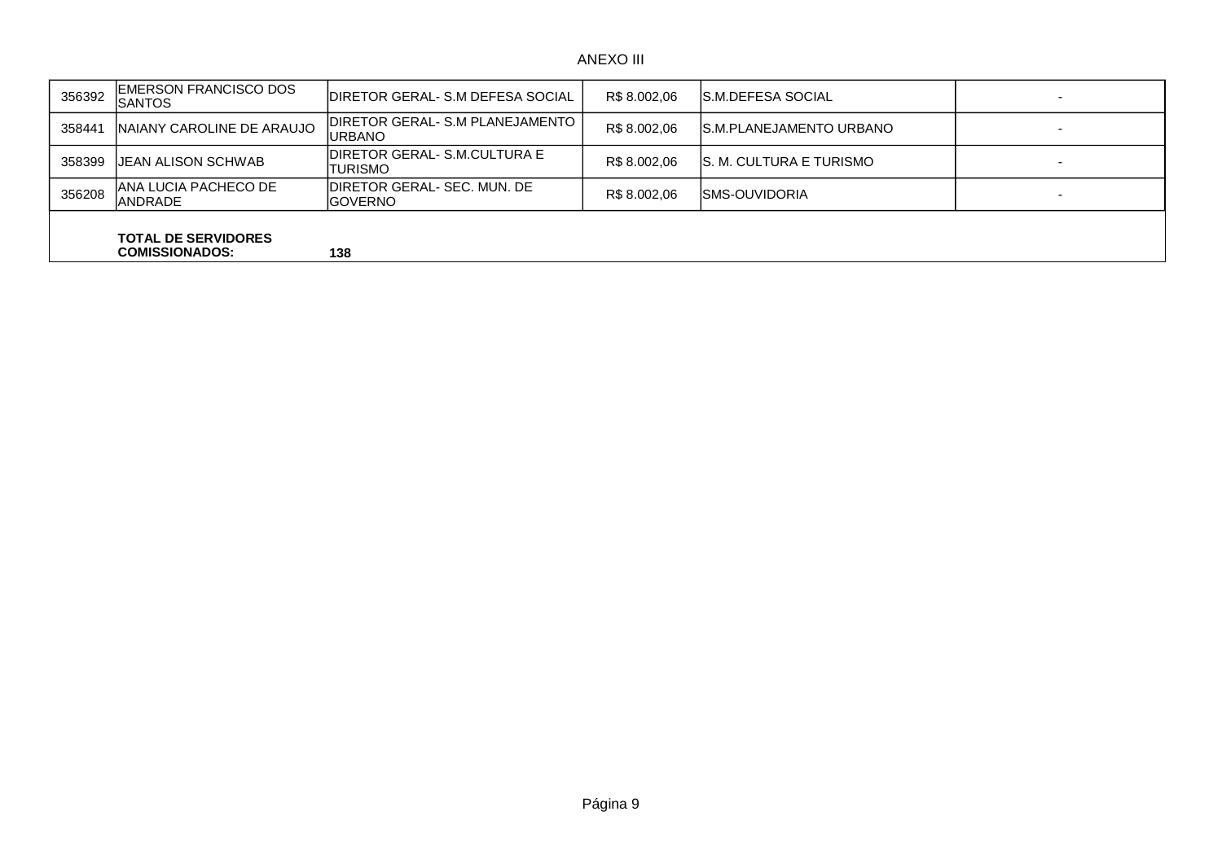ANEXO III

| | | | | | |
|---|---|---|---|---|---|
| 356392 | EMERSON FRANCISCO DOS SANTOS | DIRETOR GERAL- S.M DEFESA SOCIAL | R$ 8.002,06 | S.M.DEFESA SOCIAL | - |
| 358441 | NAIANY CAROLINE DE ARAUJO | DIRETOR GERAL- S.M PLANEJAMENTO URBANO | R$ 8.002,06 | S.M.PLANEJAMENTO URBANO | - |
| 358399 | JEAN ALISON SCHWAB | DIRETOR GERAL- S.M.CULTURA E TURISMO | R$ 8.002,06 | S. M. CULTURA E TURISMO | - |
| 356208 | ANA LUCIA PACHECO DE ANDRADE | DIRETOR GERAL- SEC. MUN. DE GOVERNO | R$ 8.002,06 | SMS-OUVIDORIA | - |
| | **TOTAL DE SERVIDORES COMISSIONADOS:** | **138** | | | |